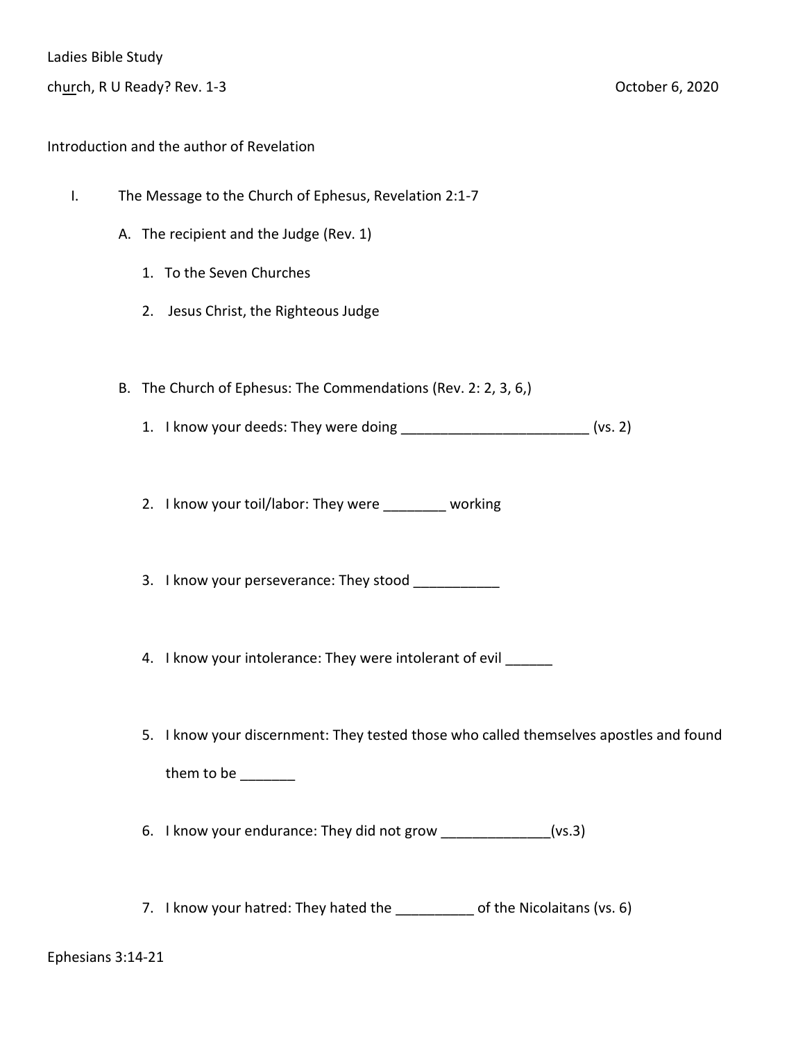Ladies Bible Study

church, R U Ready? Rev. 1-3 October 6, 2020

Introduction and the author of Revelation

I. The Message to the Church of Ephesus, Revelation 2:1-7

   A. The recipient and the Judge (Rev. 1)

      1. To the Seven Churches

      2. Jesus Christ, the Righteous Judge

   B. The Church of Ephesus: The Commendations (Rev. 2: 2, 3, 6,)

      1. I know your deeds: They were doing ________________________ (vs. 2)

      2. I know your toil/labor: They were ________ working

      3. I know your perseverance: They stood ___________

      4. I know your intolerance: They were intolerant of evil ______

      5. I know your discernment: They tested those who called themselves apostles and found them to be _______

      6. I know your endurance: They did not grow _____________(vs.3)

      7. I know your hatred: They hated the __________ of the Nicolaitans (vs. 6)

Ephesians 3:14-21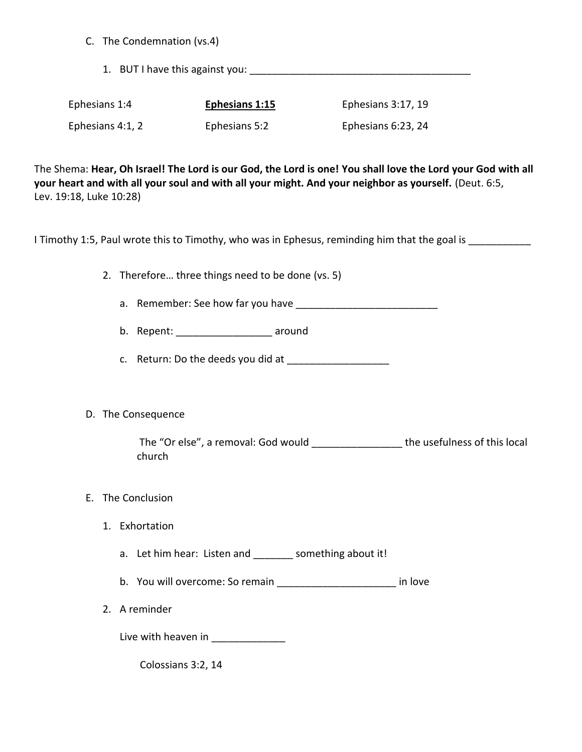C. The Condemnation (vs.4)

1. BUT I have this against you: ________________________________________

| Ephesians 1:4 | **Ephesians 1:15** | Ephesians 3:17, 19 |
|---|---|---|
| Ephesians 4:1, 2 | Ephesians 5:2 | Ephesians 6:23, 24 |

The Shema: **Hear, Oh Israel! The Lord is our God, the Lord is one! You shall love the Lord your God with all your heart and with all your soul and with all your might. And your neighbor as yourself.** (Deut. 6:5, Lev. 19:18, Luke 10:28)

I Timothy 1:5, Paul wrote this to Timothy, who was in Ephesus, reminding him that the goal is ___________

2. Therefore… three things need to be done (vs. 5)

   a. Remember: See how far you have _________________________

   b. Repent: ________________ around

   c. Return: Do the deeds you did at __________________

D. The Consequence

The "Or else", a removal: God would _______________ the usefulness of this local church

E. The Conclusion

1. Exhortation

   a. Let him hear: Listen and _______ something about it!

   b. You will overcome: So remain ____________________ in love

2. A reminder

   Live with heaven in _____________

   Colossians 3:2, 14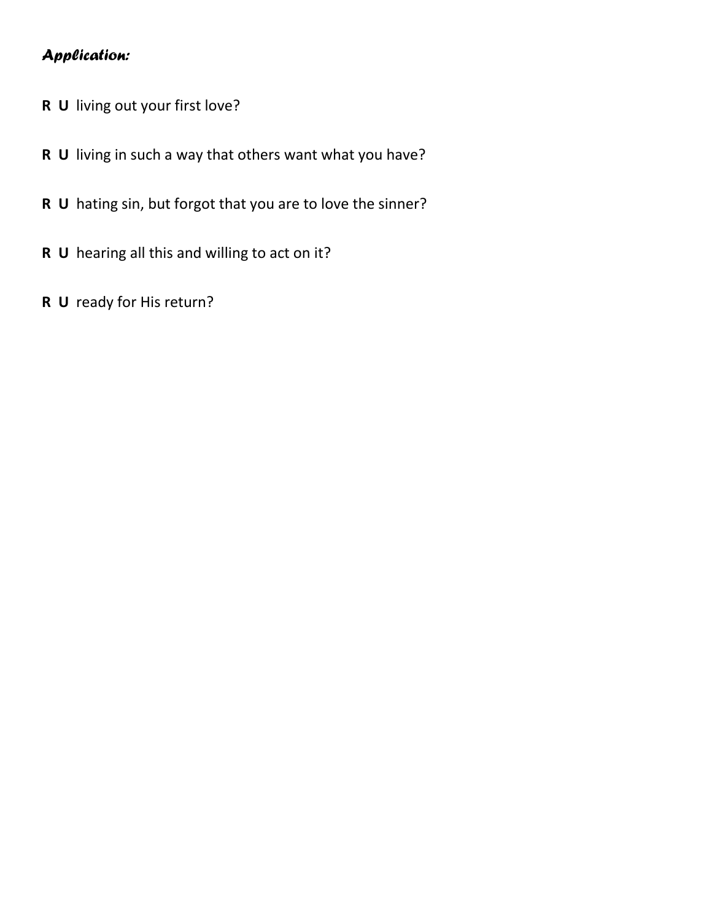***Application:***

**R U** living out your first love?

**R U** living in such a way that others want what you have?

**R U** hating sin, but forgot that you are to love the sinner?

**R U** hearing all this and willing to act on it?

**R U** ready for His return?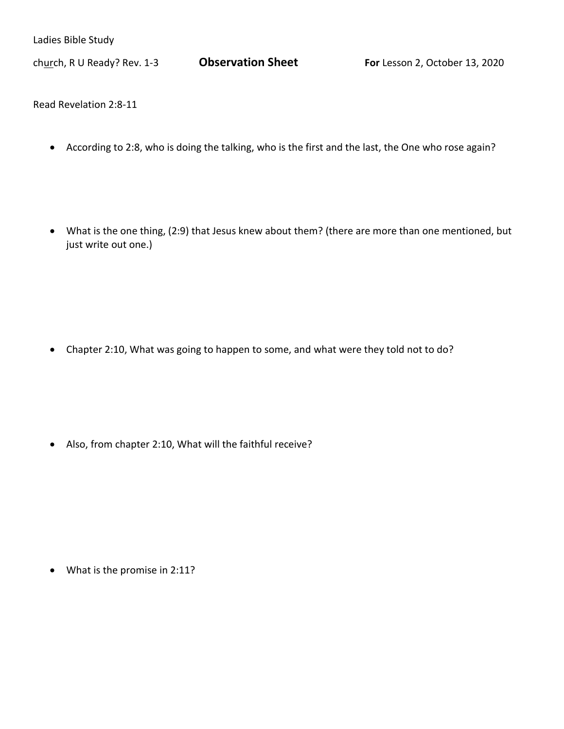Ladies Bible Study

ch<u>ur</u>ch, R U Ready? Rev. 1-3 **Observation Sheet** **For** Lesson 2, October 13, 2020

Read Revelation 2:8-11

- According to 2:8, who is doing the talking, who is the first and the last, the One who rose again?

- What is the one thing, (2:9) that Jesus knew about them? (there are more than one mentioned, but just write out one.)

- Chapter 2:10, What was going to happen to some, and what were they told not to do?

- Also, from chapter 2:10, What will the faithful receive?

- What is the promise in 2:11?